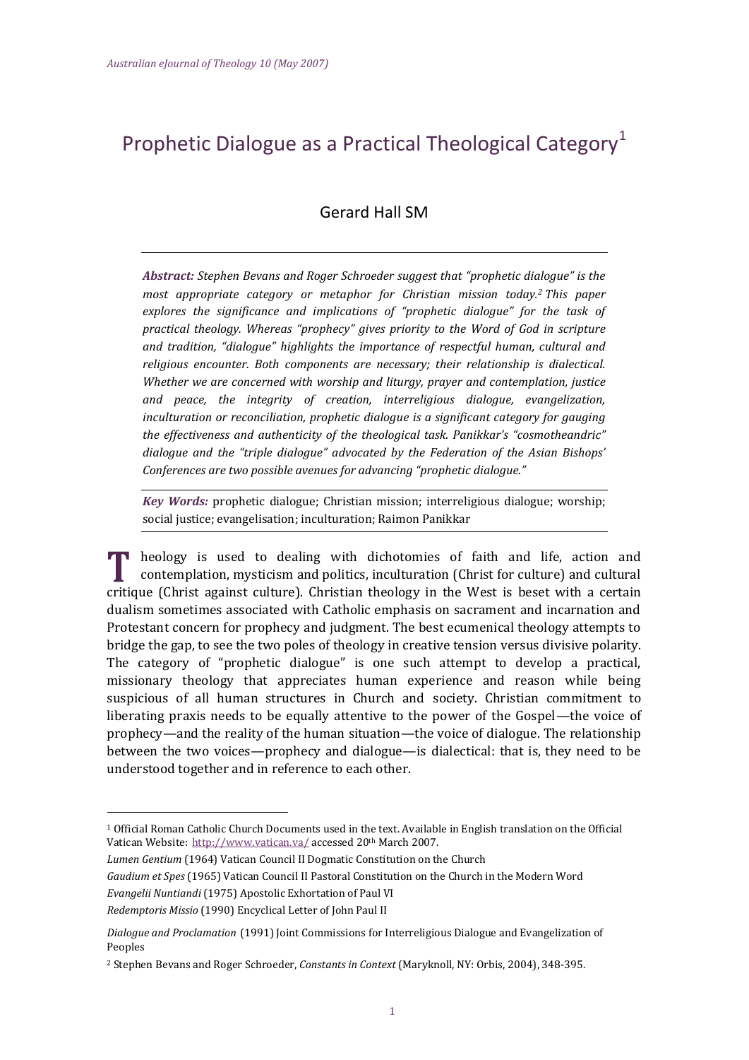# Prophetic Dialogue as a Practical Theological Category[1]

## Gerard Hall SM

***Abstract:*** *Stephen Bevans and Roger Schroeder suggest that "prophetic dialogue" is the most appropriate category or metaphor for Christian mission today.[2] This paper explores the significance and implications of "prophetic dialogue" for the task of practical theology. Whereas "prophecy" gives priority to the Word of God in scripture and tradition, "dialogue" highlights the importance of respectful human, cultural and religious encounter. Both components are necessary; their relationship is dialectical. Whether we are concerned with worship and liturgy, prayer and contemplation, justice and peace, the integrity of creation, interreligious dialogue, evangelization, inculturation or reconciliation, prophetic dialogue is a significant category for gauging the effectiveness and authenticity of the theological task. Panikkar's "cosmotheandric" dialogue and the "triple dialogue" advocated by the Federation of the Asian Bishops' Conferences are two possible avenues for advancing "prophetic dialogue."*

***Key Words:*** prophetic dialogue; Christian mission; interreligious dialogue; worship; social justice; evangelisation; inculturation; Raimon Panikkar

Theology is used to dealing with dichotomies of faith and life, action and contemplation, mysticism and politics, inculturation (Christ for culture) and cultural critique (Christ against culture). Christian theology in the West is beset with a certain dualism sometimes associated with Catholic emphasis on sacrament and incarnation and Protestant concern for prophecy and judgment. The best ecumenical theology attempts to bridge the gap, to see the two poles of theology in creative tension versus divisive polarity. The category of "prophetic dialogue" is one such attempt to develop a practical, missionary theology that appreciates human experience and reason while being suspicious of all human structures in Church and society. Christian commitment to liberating praxis needs to be equally attentive to the power of the Gospel—the voice of prophecy—and the reality of the human situation—the voice of dialogue. The relationship between the two voices—prophecy and dialogue—is dialectical: that is, they need to be understood together and in reference to each other.

---

[1] Official Roman Catholic Church Documents used in the text. Available in English translation on the Official Vatican Website: http://www.vatican.va/ accessed 20th March 2007.

*Lumen Gentium* (1964) Vatican Council II Dogmatic Constitution on the Church

*Gaudium et Spes* (1965) Vatican Council II Pastoral Constitution on the Church in the Modern Word

*Evangelii Nuntiandi* (1975) Apostolic Exhortation of Paul VI

*Redemptoris Missio* (1990) Encyclical Letter of John Paul II

*Dialogue and Proclamation* (1991) Joint Commissions for Interreligious Dialogue and Evangelization of Peoples

[2] Stephen Bevans and Roger Schroeder, *Constants in Context* (Maryknoll, NY: Orbis, 2004), 348-395.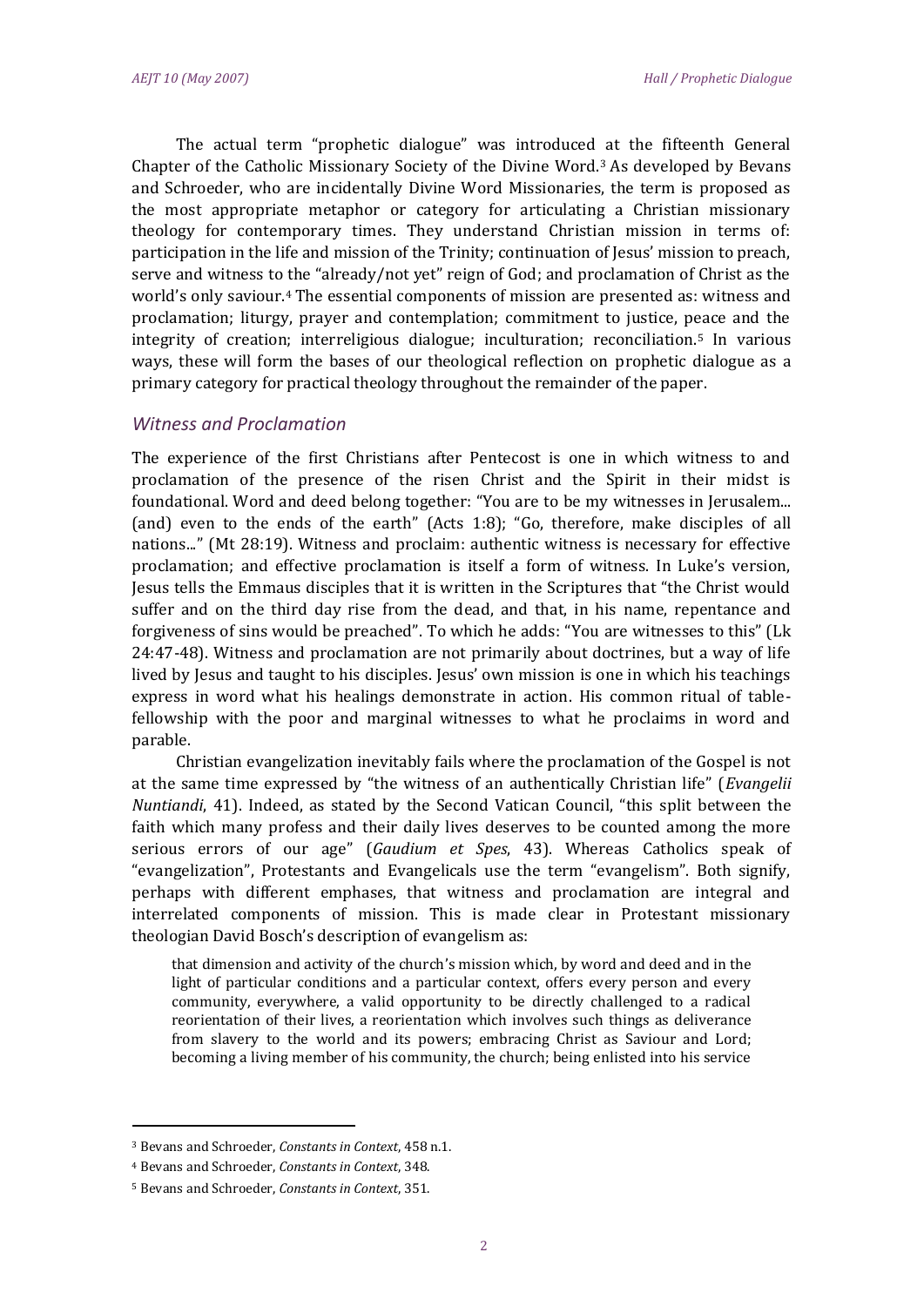The actual term "prophetic dialogue" was introduced at the fifteenth General Chapter of the Catholic Missionary Society of the Divine Word.[3] As developed by Bevans and Schroeder, who are incidentally Divine Word Missionaries, the term is proposed as the most appropriate metaphor or category for articulating a Christian missionary theology for contemporary times. They understand Christian mission in terms of: participation in the life and mission of the Trinity; continuation of Jesus' mission to preach, serve and witness to the "already/not yet" reign of God; and proclamation of Christ as the world's only saviour.[4] The essential components of mission are presented as: witness and proclamation; liturgy, prayer and contemplation; commitment to justice, peace and the integrity of creation; interreligious dialogue; inculturation; reconciliation.[5] In various ways, these will form the bases of our theological reflection on prophetic dialogue as a primary category for practical theology throughout the remainder of the paper.

### *Witness and Proclamation*

The experience of the first Christians after Pentecost is one in which witness to and proclamation of the presence of the risen Christ and the Spirit in their midst is foundational. Word and deed belong together: "You are to be my witnesses in Jerusalem... (and) even to the ends of the earth" (Acts 1:8); "Go, therefore, make disciples of all nations..." (Mt 28:19). Witness and proclaim: authentic witness is necessary for effective proclamation; and effective proclamation is itself a form of witness. In Luke's version, Jesus tells the Emmaus disciples that it is written in the Scriptures that "the Christ would suffer and on the third day rise from the dead, and that, in his name, repentance and forgiveness of sins would be preached". To which he adds: "You are witnesses to this" (Lk 24:47-48). Witness and proclamation are not primarily about doctrines, but a way of life lived by Jesus and taught to his disciples. Jesus' own mission is one in which his teachings express in word what his healings demonstrate in action. His common ritual of table-fellowship with the poor and marginal witnesses to what he proclaims in word and parable.

Christian evangelization inevitably fails where the proclamation of the Gospel is not at the same time expressed by "the witness of an authentically Christian life" (*Evangelii Nuntiandi*, 41). Indeed, as stated by the Second Vatican Council, "this split between the faith which many profess and their daily lives deserves to be counted among the more serious errors of our age" (*Gaudium et Spes*, 43). Whereas Catholics speak of "evangelization", Protestants and Evangelicals use the term "evangelism". Both signify, perhaps with different emphases, that witness and proclamation are integral and interrelated components of mission. This is made clear in Protestant missionary theologian David Bosch's description of evangelism as:

> that dimension and activity of the church's mission which, by word and deed and in the light of particular conditions and a particular context, offers every person and every community, everywhere, a valid opportunity to be directly challenged to a radical reorientation of their lives, a reorientation which involves such things as deliverance from slavery to the world and its powers; embracing Christ as Saviour and Lord; becoming a living member of his community, the church; being enlisted into his service

[3] Bevans and Schroeder, *Constants in Context*, 458 n.1.

[4] Bevans and Schroeder, *Constants in Context*, 348.

[5] Bevans and Schroeder, *Constants in Context*, 351.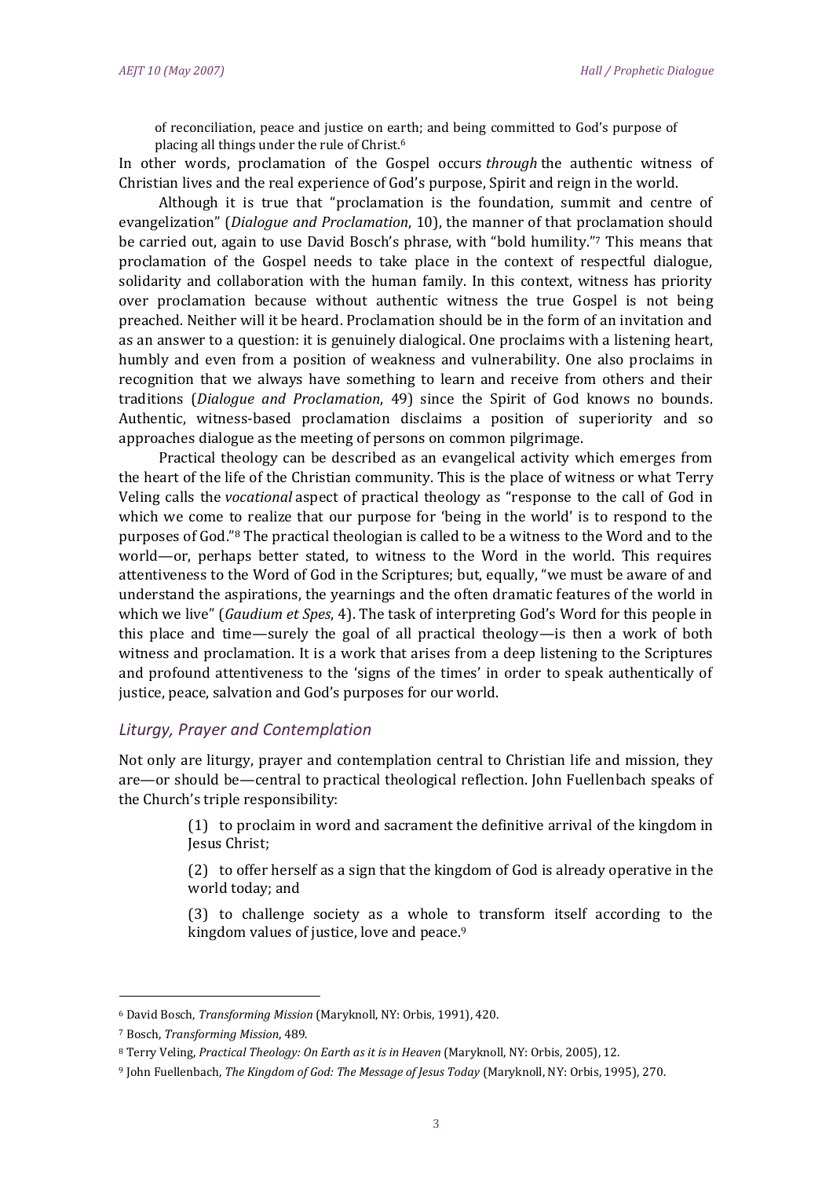of reconciliation, peace and justice on earth; and being committed to God's purpose of placing all things under the rule of Christ.[6]

In other words, proclamation of the Gospel occurs *through* the authentic witness of Christian lives and the real experience of God's purpose, Spirit and reign in the world.

Although it is true that "proclamation is the foundation, summit and centre of evangelization" (*Dialogue and Proclamation*, 10), the manner of that proclamation should be carried out, again to use David Bosch's phrase, with "bold humility."[7] This means that proclamation of the Gospel needs to take place in the context of respectful dialogue, solidarity and collaboration with the human family. In this context, witness has priority over proclamation because without authentic witness the true Gospel is not being preached. Neither will it be heard. Proclamation should be in the form of an invitation and as an answer to a question: it is genuinely dialogical. One proclaims with a listening heart, humbly and even from a position of weakness and vulnerability. One also proclaims in recognition that we always have something to learn and receive from others and their traditions (*Dialogue and Proclamation*, 49) since the Spirit of God knows no bounds. Authentic, witness-based proclamation disclaims a position of superiority and so approaches dialogue as the meeting of persons on common pilgrimage.

Practical theology can be described as an evangelical activity which emerges from the heart of the life of the Christian community. This is the place of witness or what Terry Veling calls the *vocational* aspect of practical theology as "response to the call of God in which we come to realize that our purpose for 'being in the world' is to respond to the purposes of God."[8] The practical theologian is called to be a witness to the Word and to the world—or, perhaps better stated, to witness to the Word in the world. This requires attentiveness to the Word of God in the Scriptures; but, equally, "we must be aware of and understand the aspirations, the yearnings and the often dramatic features of the world in which we live" (*Gaudium et Spes*, 4). The task of interpreting God's Word for this people in this place and time—surely the goal of all practical theology—is then a work of both witness and proclamation. It is a work that arises from a deep listening to the Scriptures and profound attentiveness to the 'signs of the times' in order to speak authentically of justice, peace, salvation and God's purposes for our world.

## *Liturgy, Prayer and Contemplation*

Not only are liturgy, prayer and contemplation central to Christian life and mission, they are—or should be—central to practical theological reflection. John Fuellenbach speaks of the Church's triple responsibility:

> (1) to proclaim in word and sacrament the definitive arrival of the kingdom in Jesus Christ;
>
> (2) to offer herself as a sign that the kingdom of God is already operative in the world today; and
>
> (3) to challenge society as a whole to transform itself according to the kingdom values of justice, love and peace.[9]

---

[6] David Bosch, *Transforming Mission* (Maryknoll, NY: Orbis, 1991), 420.

[7] Bosch, *Transforming Mission*, 489.

[8] Terry Veling, *Practical Theology: On Earth as it is in Heaven* (Maryknoll, NY: Orbis, 2005), 12.

[9] John Fuellenbach, *The Kingdom of God: The Message of Jesus Today* (Maryknoll, NY: Orbis, 1995), 270.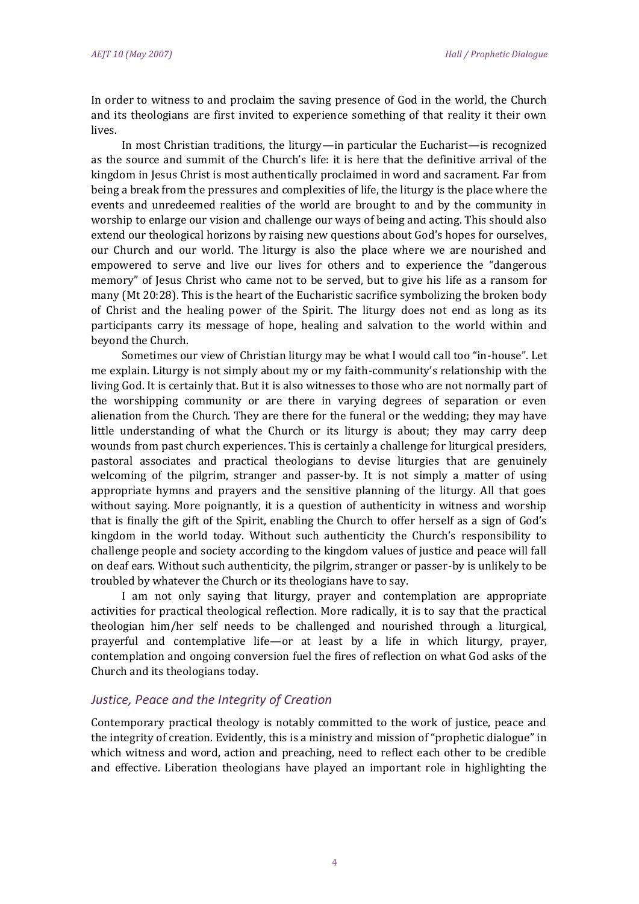In order to witness to and proclaim the saving presence of God in the world, the Church and its theologians are first invited to experience something of that reality it their own lives.

In most Christian traditions, the liturgy—in particular the Eucharist—is recognized as the source and summit of the Church's life: it is here that the definitive arrival of the kingdom in Jesus Christ is most authentically proclaimed in word and sacrament. Far from being a break from the pressures and complexities of life, the liturgy is the place where the events and unredeemed realities of the world are brought to and by the community in worship to enlarge our vision and challenge our ways of being and acting. This should also extend our theological horizons by raising new questions about God's hopes for ourselves, our Church and our world. The liturgy is also the place where we are nourished and empowered to serve and live our lives for others and to experience the "dangerous memory" of Jesus Christ who came not to be served, but to give his life as a ransom for many (Mt 20:28). This is the heart of the Eucharistic sacrifice symbolizing the broken body of Christ and the healing power of the Spirit. The liturgy does not end as long as its participants carry its message of hope, healing and salvation to the world within and beyond the Church.

Sometimes our view of Christian liturgy may be what I would call too "in-house". Let me explain. Liturgy is not simply about my or my faith-community's relationship with the living God. It is certainly that. But it is also witnesses to those who are not normally part of the worshipping community or are there in varying degrees of separation or even alienation from the Church. They are there for the funeral or the wedding; they may have little understanding of what the Church or its liturgy is about; they may carry deep wounds from past church experiences. This is certainly a challenge for liturgical presiders, pastoral associates and practical theologians to devise liturgies that are genuinely welcoming of the pilgrim, stranger and passer-by. It is not simply a matter of using appropriate hymns and prayers and the sensitive planning of the liturgy. All that goes without saying. More poignantly, it is a question of authenticity in witness and worship that is finally the gift of the Spirit, enabling the Church to offer herself as a sign of God's kingdom in the world today. Without such authenticity the Church's responsibility to challenge people and society according to the kingdom values of justice and peace will fall on deaf ears. Without such authenticity, the pilgrim, stranger or passer-by is unlikely to be troubled by whatever the Church or its theologians have to say.

I am not only saying that liturgy, prayer and contemplation are appropriate activities for practical theological reflection. More radically, it is to say that the practical theologian him/her self needs to be challenged and nourished through a liturgical, prayerful and contemplative life—or at least by a life in which liturgy, prayer, contemplation and ongoing conversion fuel the fires of reflection on what God asks of the Church and its theologians today.

### *Justice, Peace and the Integrity of Creation*

Contemporary practical theology is notably committed to the work of justice, peace and the integrity of creation. Evidently, this is a ministry and mission of "prophetic dialogue" in which witness and word, action and preaching, need to reflect each other to be credible and effective. Liberation theologians have played an important role in highlighting the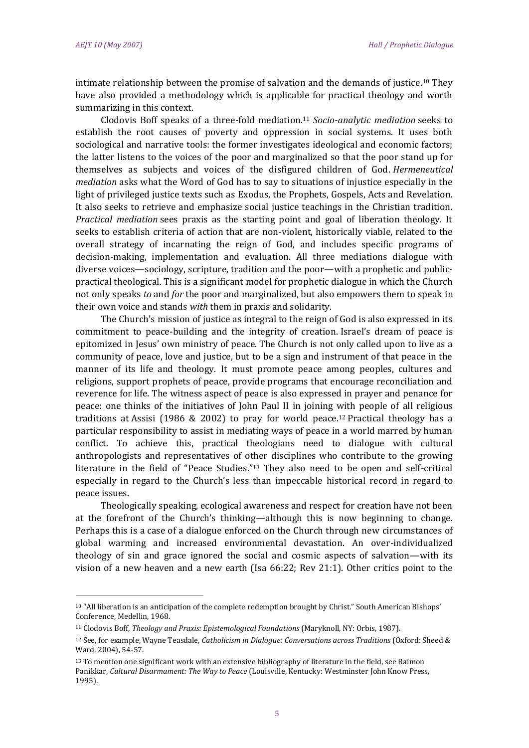intimate relationship between the promise of salvation and the demands of justice.[10] They have also provided a methodology which is applicable for practical theology and worth summarizing in this context.

Clodovis Boff speaks of a three-fold mediation.[11] *Socio-analytic mediation* seeks to establish the root causes of poverty and oppression in social systems. It uses both sociological and narrative tools: the former investigates ideological and economic factors; the latter listens to the voices of the poor and marginalized so that the poor stand up for themselves as subjects and voices of the disfigured children of God. *Hermeneutical mediation* asks what the Word of God has to say to situations of injustice especially in the light of privileged justice texts such as Exodus, the Prophets, Gospels, Acts and Revelation. It also seeks to retrieve and emphasize social justice teachings in the Christian tradition. *Practical mediation* sees praxis as the starting point and goal of liberation theology. It seeks to establish criteria of action that are non-violent, historically viable, related to the overall strategy of incarnating the reign of God, and includes specific programs of decision-making, implementation and evaluation. All three mediations dialogue with diverse voices—sociology, scripture, tradition and the poor—with a prophetic and public-practical theological. This is a significant model for prophetic dialogue in which the Church not only speaks *to* and *for* the poor and marginalized, but also empowers them to speak in their own voice and stands *with* them in praxis and solidarity.

The Church's mission of justice as integral to the reign of God is also expressed in its commitment to peace-building and the integrity of creation. Israel's dream of peace is epitomized in Jesus' own ministry of peace. The Church is not only called upon to live as a community of peace, love and justice, but to be a sign and instrument of that peace in the manner of its life and theology. It must promote peace among peoples, cultures and religions, support prophets of peace, provide programs that encourage reconciliation and reverence for life. The witness aspect of peace is also expressed in prayer and penance for peace: one thinks of the initiatives of John Paul II in joining with people of all religious traditions at Assisi (1986 & 2002) to pray for world peace.[12] Practical theology has a particular responsibility to assist in mediating ways of peace in a world marred by human conflict. To achieve this, practical theologians need to dialogue with cultural anthropologists and representatives of other disciplines who contribute to the growing literature in the field of "Peace Studies."[13] They also need to be open and self-critical especially in regard to the Church's less than impeccable historical record in regard to peace issues.

Theologically speaking, ecological awareness and respect for creation have not been at the forefront of the Church's thinking—although this is now beginning to change. Perhaps this is a case of a dialogue enforced on the Church through new circumstances of global warming and increased environmental devastation. An over-individualized theology of sin and grace ignored the social and cosmic aspects of salvation—with its vision of a new heaven and a new earth (Isa 66:22; Rev 21:1). Other critics point to the

---

[10] "All liberation is an anticipation of the complete redemption brought by Christ." South American Bishops' Conference, Medellin, 1968.

[11] Clodovis Boff, *Theology and Praxis: Epistemological Foundations* (Maryknoll, NY: Orbis, 1987).

[12] See, for example, Wayne Teasdale, *Catholicism in Dialogue: Conversations across Traditions* (Oxford: Sheed & Ward, 2004), 54-57.

[13] To mention one significant work with an extensive bibliography of literature in the field, see Raimon Panikkar, *Cultural Disarmament: The Way to Peace* (Louisville, Kentucky: Westminster John Know Press, 1995).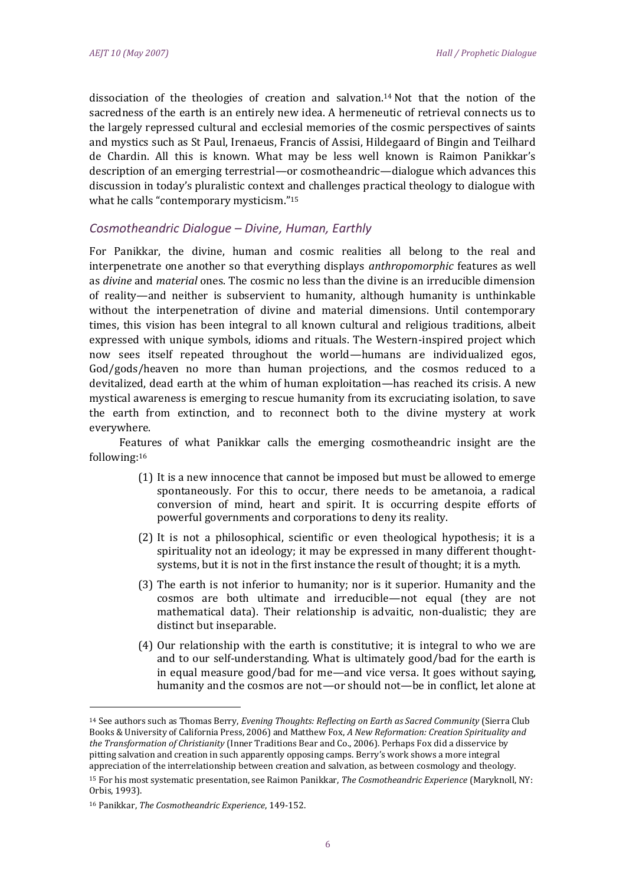dissociation of the theologies of creation and salvation.[14] Not that the notion of the sacredness of the earth is an entirely new idea. A hermeneutic of retrieval connects us to the largely repressed cultural and ecclesial memories of the cosmic perspectives of saints and mystics such as St Paul, Irenaeus, Francis of Assisi, Hildegaard of Bingin and Teilhard de Chardin. All this is known. What may be less well known is Raimon Panikkar's description of an emerging terrestrial—or cosmotheandric—dialogue which advances this discussion in today's pluralistic context and challenges practical theology to dialogue with what he calls "contemporary mysticism."[15]

### *Cosmotheandric Dialogue – Divine, Human, Earthly*

For Panikkar, the divine, human and cosmic realities all belong to the real and interpenetrate one another so that everything displays *anthropomorphic* features as well as *divine* and *material* ones. The cosmic no less than the divine is an irreducible dimension of reality—and neither is subservient to humanity, although humanity is unthinkable without the interpenetration of divine and material dimensions. Until contemporary times, this vision has been integral to all known cultural and religious traditions, albeit expressed with unique symbols, idioms and rituals. The Western-inspired project which now sees itself repeated throughout the world—humans are individualized egos, God/gods/heaven no more than human projections, and the cosmos reduced to a devitalized, dead earth at the whim of human exploitation—has reached its crisis. A new mystical awareness is emerging to rescue humanity from its excruciating isolation, to save the earth from extinction, and to reconnect both to the divine mystery at work everywhere.

Features of what Panikkar calls the emerging cosmotheandric insight are the following:[16]

(1) It is a new innocence that cannot be imposed but must be allowed to emerge spontaneously. For this to occur, there needs to be ametanoia, a radical conversion of mind, heart and spirit. It is occurring despite efforts of powerful governments and corporations to deny its reality.

(2) It is not a philosophical, scientific or even theological hypothesis; it is a spirituality not an ideology; it may be expressed in many different thought-systems, but it is not in the first instance the result of thought; it is a myth.

(3) The earth is not inferior to humanity; nor is it superior. Humanity and the cosmos are both ultimate and irreducible—not equal (they are not mathematical data). Their relationship is advaitic, non-dualistic; they are distinct but inseparable.

(4) Our relationship with the earth is constitutive; it is integral to who we are and to our self-understanding. What is ultimately good/bad for the earth is in equal measure good/bad for me—and vice versa. It goes without saying, humanity and the cosmos are not—or should not—be in conflict, let alone at

---

[14] See authors such as Thomas Berry, *Evening Thoughts: Reflecting on Earth as Sacred Community* (Sierra Club Books & University of California Press, 2006) and Matthew Fox, *A New Reformation: Creation Spirituality and the Transformation of Christianity* (Inner Traditions Bear and Co., 2006). Perhaps Fox did a disservice by pitting salvation and creation in such apparently opposing camps. Berry's work shows a more integral appreciation of the interrelationship between creation and salvation, as between cosmology and theology.

[15] For his most systematic presentation, see Raimon Panikkar, *The Cosmotheandric Experience* (Maryknoll, NY: Orbis, 1993).

[16] Panikkar, *The Cosmotheandric Experience*, 149-152.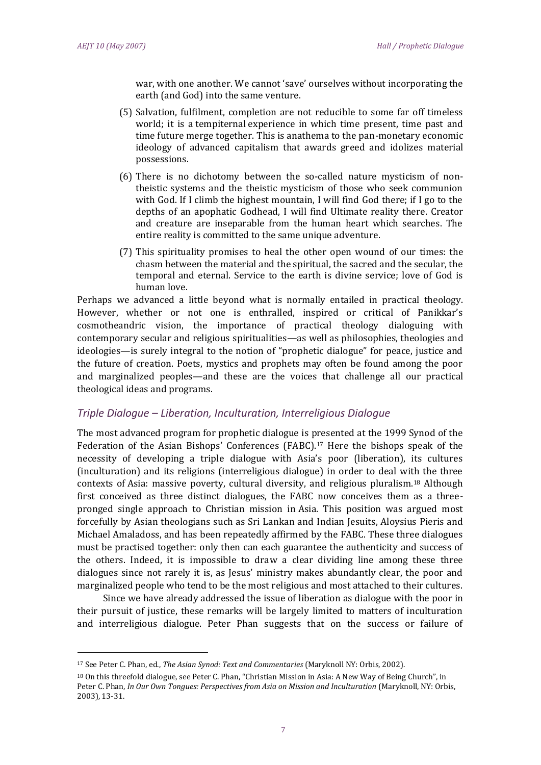war, with one another. We cannot 'save' ourselves without incorporating the earth (and God) into the same venture.

(5) Salvation, fulfilment, completion are not reducible to some far off timeless world; it is a tempiternal experience in which time present, time past and time future merge together. This is anathema to the pan-monetary economic ideology of advanced capitalism that awards greed and idolizes material possessions.

(6) There is no dichotomy between the so-called nature mysticism of non-theistic systems and the theistic mysticism of those who seek communion with God. If I climb the highest mountain, I will find God there; if I go to the depths of an apophatic Godhead, I will find Ultimate reality there. Creator and creature are inseparable from the human heart which searches. The entire reality is committed to the same unique adventure.

(7) This spirituality promises to heal the other open wound of our times: the chasm between the material and the spiritual, the sacred and the secular, the temporal and eternal. Service to the earth is divine service; love of God is human love.

Perhaps we advanced a little beyond what is normally entailed in practical theology. However, whether or not one is enthralled, inspired or critical of Panikkar's cosmotheandric vision, the importance of practical theology dialoguing with contemporary secular and religious spiritualities—as well as philosophies, theologies and ideologies—is surely integral to the notion of "prophetic dialogue" for peace, justice and the future of creation. Poets, mystics and prophets may often be found among the poor and marginalized peoples—and these are the voices that challenge all our practical theological ideas and programs.

## *Triple Dialogue – Liberation, Inculturation, Interreligious Dialogue*

The most advanced program for prophetic dialogue is presented at the 1999 Synod of the Federation of the Asian Bishops' Conferences (FABC).[17] Here the bishops speak of the necessity of developing a triple dialogue with Asia's poor (liberation), its cultures (inculturation) and its religions (interreligious dialogue) in order to deal with the three contexts of Asia: massive poverty, cultural diversity, and religious pluralism.[18] Although first conceived as three distinct dialogues, the FABC now conceives them as a three-pronged single approach to Christian mission in Asia. This position was argued most forcefully by Asian theologians such as Sri Lankan and Indian Jesuits, Aloysius Pieris and Michael Amaladoss, and has been repeatedly affirmed by the FABC. These three dialogues must be practised together: only then can each guarantee the authenticity and success of the others. Indeed, it is impossible to draw a clear dividing line among these three dialogues since not rarely it is, as Jesus' ministry makes abundantly clear, the poor and marginalized people who tend to be the most religious and most attached to their cultures.

Since we have already addressed the issue of liberation as dialogue with the poor in their pursuit of justice, these remarks will be largely limited to matters of inculturation and interreligious dialogue. Peter Phan suggests that on the success or failure of

---

[17] See Peter C. Phan, ed., *The Asian Synod: Text and Commentaries* (Maryknoll NY: Orbis, 2002).

[18] On this threefold dialogue, see Peter C. Phan, "Christian Mission in Asia: A New Way of Being Church", in Peter C. Phan, *In Our Own Tongues: Perspectives from Asia on Mission and Inculturation* (Maryknoll, NY: Orbis, 2003), 13-31.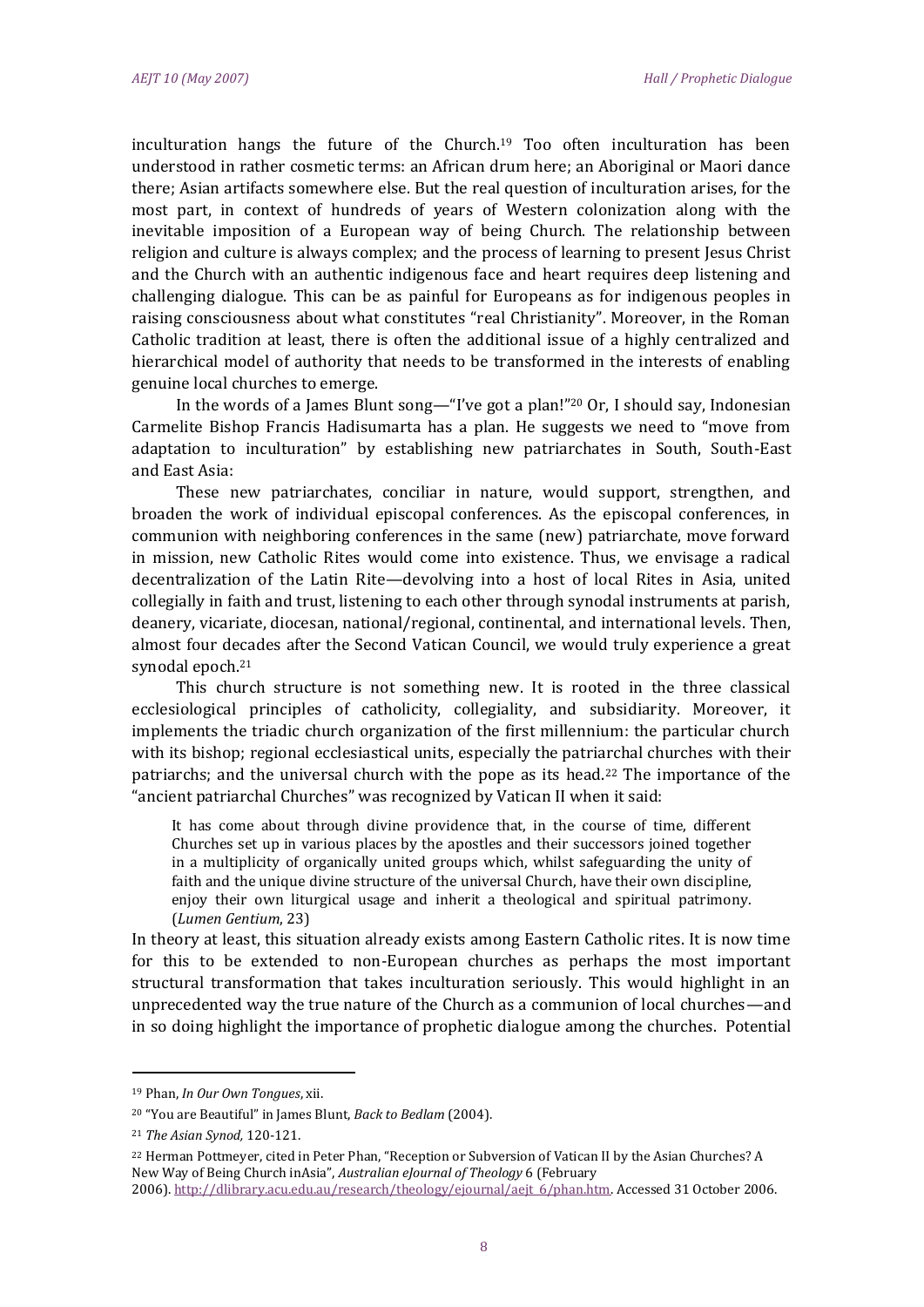inculturation hangs the future of the Church.[19] Too often inculturation has been understood in rather cosmetic terms: an African drum here; an Aboriginal or Maori dance there; Asian artifacts somewhere else. But the real question of inculturation arises, for the most part, in context of hundreds of years of Western colonization along with the inevitable imposition of a European way of being Church. The relationship between religion and culture is always complex; and the process of learning to present Jesus Christ and the Church with an authentic indigenous face and heart requires deep listening and challenging dialogue. This can be as painful for Europeans as for indigenous peoples in raising consciousness about what constitutes "real Christianity". Moreover, in the Roman Catholic tradition at least, there is often the additional issue of a highly centralized and hierarchical model of authority that needs to be transformed in the interests of enabling genuine local churches to emerge.

In the words of a James Blunt song—"I've got a plan!"[20] Or, I should say, Indonesian Carmelite Bishop Francis Hadisumarta has a plan. He suggests we need to "move from adaptation to inculturation" by establishing new patriarchates in South, South-East and East Asia:

These new patriarchates, conciliar in nature, would support, strengthen, and broaden the work of individual episcopal conferences. As the episcopal conferences, in communion with neighboring conferences in the same (new) patriarchate, move forward in mission, new Catholic Rites would come into existence. Thus, we envisage a radical decentralization of the Latin Rite—devolving into a host of local Rites in Asia, united collegially in faith and trust, listening to each other through synodal instruments at parish, deanery, vicariate, diocesan, national/regional, continental, and international levels. Then, almost four decades after the Second Vatican Council, we would truly experience a great synodal epoch.[21]

This church structure is not something new. It is rooted in the three classical ecclesiological principles of catholicity, collegiality, and subsidiarity. Moreover, it implements the triadic church organization of the first millennium: the particular church with its bishop; regional ecclesiastical units, especially the patriarchal churches with their patriarchs; and the universal church with the pope as its head.[22] The importance of the "ancient patriarchal Churches" was recognized by Vatican II when it said:

> It has come about through divine providence that, in the course of time, different Churches set up in various places by the apostles and their successors joined together in a multiplicity of organically united groups which, whilst safeguarding the unity of faith and the unique divine structure of the universal Church, have their own discipline, enjoy their own liturgical usage and inherit a theological and spiritual patrimony. (*Lumen Gentium*, 23)

In theory at least, this situation already exists among Eastern Catholic rites. It is now time for this to be extended to non-European churches as perhaps the most important structural transformation that takes inculturation seriously. This would highlight in an unprecedented way the true nature of the Church as a communion of local churches—and in so doing highlight the importance of prophetic dialogue among the churches. Potential

---

[19] Phan, *In Our Own Tongues*, xii.

[20] "You are Beautiful" in James Blunt, *Back to Bedlam* (2004).

[21] *The Asian Synod,* 120-121.

[22] Herman Pottmeyer, cited in Peter Phan, "Reception or Subversion of Vatican II by the Asian Churches? A New Way of Being Church inAsia", *Australian eJournal of Theology* 6 (February 2006). http://dlibrary.acu.edu.au/research/theology/ejournal/aejt_6/phan.htm. Accessed 31 October 2006.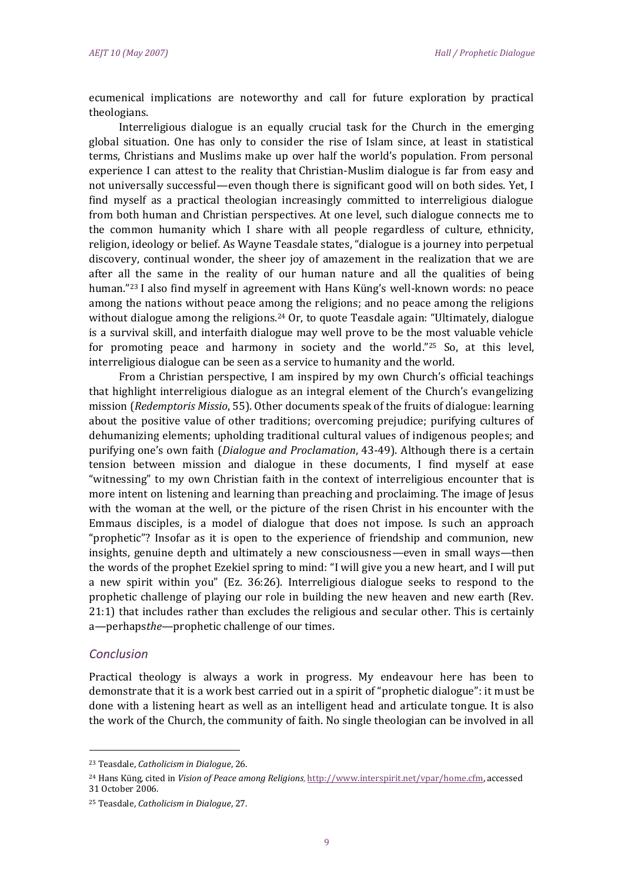ecumenical implications are noteworthy and call for future exploration by practical theologians.

Interreligious dialogue is an equally crucial task for the Church in the emerging global situation. One has only to consider the rise of Islam since, at least in statistical terms, Christians and Muslims make up over half the world's population. From personal experience I can attest to the reality that Christian-Muslim dialogue is far from easy and not universally successful—even though there is significant good will on both sides. Yet, I find myself as a practical theologian increasingly committed to interreligious dialogue from both human and Christian perspectives. At one level, such dialogue connects me to the common humanity which I share with all people regardless of culture, ethnicity, religion, ideology or belief. As Wayne Teasdale states, "dialogue is a journey into perpetual discovery, continual wonder, the sheer joy of amazement in the realization that we are after all the same in the reality of our human nature and all the qualities of being human."[23] I also find myself in agreement with Hans Küng's well-known words: no peace among the nations without peace among the religions; and no peace among the religions without dialogue among the religions.[24] Or, to quote Teasdale again: "Ultimately, dialogue is a survival skill, and interfaith dialogue may well prove to be the most valuable vehicle for promoting peace and harmony in society and the world."[25] So, at this level, interreligious dialogue can be seen as a service to humanity and the world.

From a Christian perspective, I am inspired by my own Church's official teachings that highlight interreligious dialogue as an integral element of the Church's evangelizing mission (*Redemptoris Missio*, 55). Other documents speak of the fruits of dialogue: learning about the positive value of other traditions; overcoming prejudice; purifying cultures of dehumanizing elements; upholding traditional cultural values of indigenous peoples; and purifying one's own faith (*Dialogue and Proclamation*, 43-49). Although there is a certain tension between mission and dialogue in these documents, I find myself at ease "witnessing" to my own Christian faith in the context of interreligious encounter that is more intent on listening and learning than preaching and proclaiming. The image of Jesus with the woman at the well, or the picture of the risen Christ in his encounter with the Emmaus disciples, is a model of dialogue that does not impose. Is such an approach "prophetic"? Insofar as it is open to the experience of friendship and communion, new insights, genuine depth and ultimately a new consciousness—even in small ways—then the words of the prophet Ezekiel spring to mind: "I will give you a new heart, and I will put a new spirit within you" (Ez. 36:26). Interreligious dialogue seeks to respond to the prophetic challenge of playing our role in building the new heaven and new earth (Rev. 21:1) that includes rather than excludes the religious and secular other. This is certainly a—perhaps *the*—prophetic challenge of our times.

## *Conclusion*

Practical theology is always a work in progress. My endeavour here has been to demonstrate that it is a work best carried out in a spirit of "prophetic dialogue": it must be done with a listening heart as well as an intelligent head and articulate tongue. It is also the work of the Church, the community of faith. No single theologian can be involved in all

---

[23] Teasdale, *Catholicism in Dialogue*, 26.

[24] Hans Küng, cited in *Vision of Peace among Religions*, http://www.interspirit.net/vpar/home.cfm, accessed 31 October 2006.

[25] Teasdale, *Catholicism in Dialogue*, 27.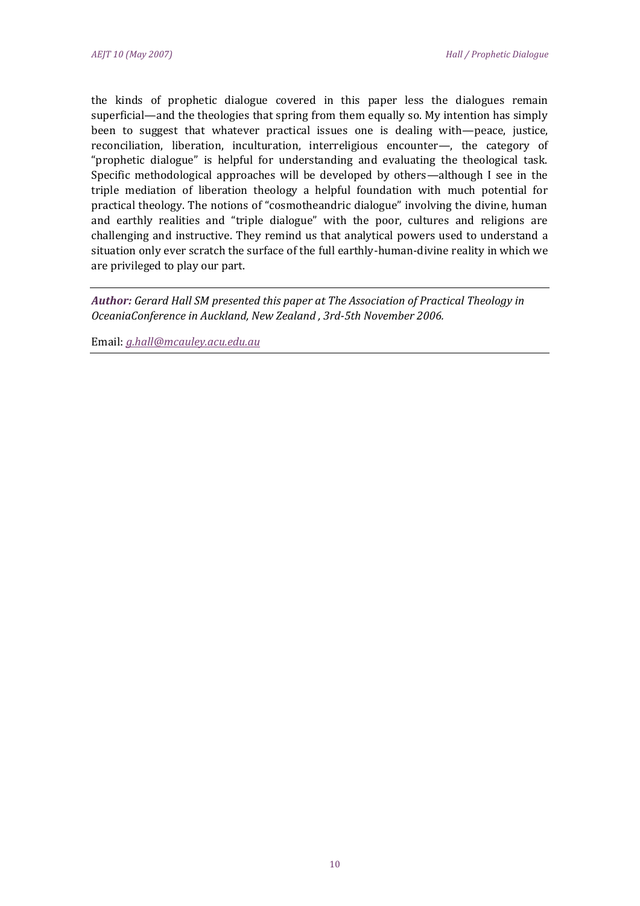the kinds of prophetic dialogue covered in this paper less the dialogues remain superficial—and the theologies that spring from them equally so. My intention has simply been to suggest that whatever practical issues one is dealing with—peace, justice, reconciliation, liberation, inculturation, interreligious encounter—, the category of "prophetic dialogue" is helpful for understanding and evaluating the theological task. Specific methodological approaches will be developed by others—although I see in the triple mediation of liberation theology a helpful foundation with much potential for practical theology. The notions of "cosmotheandric dialogue" involving the divine, human and earthly realities and "triple dialogue" with the poor, cultures and religions are challenging and instructive. They remind us that analytical powers used to understand a situation only ever scratch the surface of the full earthly-human-divine reality in which we are privileged to play our part.

---

***Author:*** *Gerard Hall SM presented this paper at The Association of Practical Theology in OceaniaConference in Auckland, New Zealand , 3rd-5th November 2006.*

Email: *g.hall@mcauley.acu.edu.au*

---